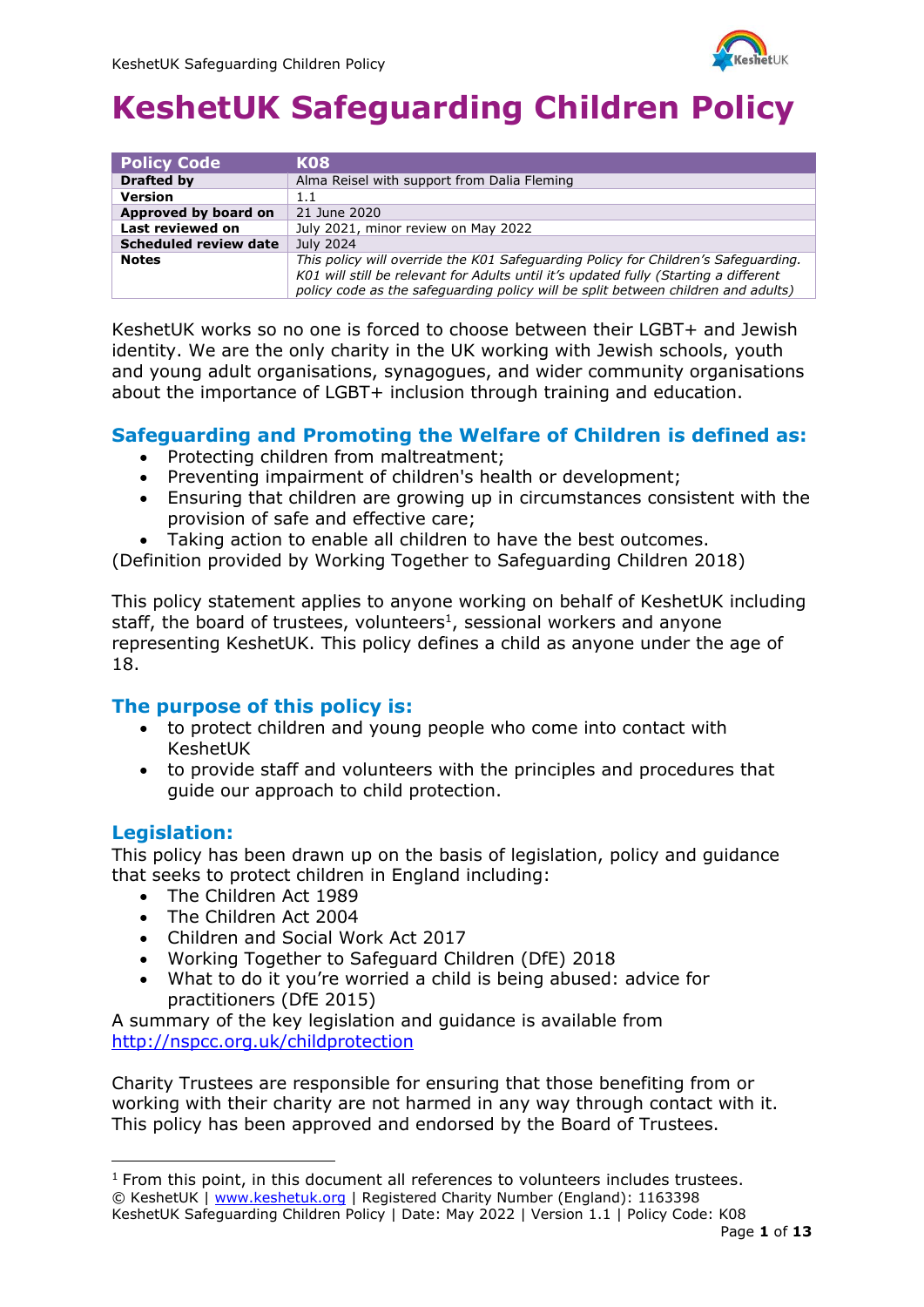# KeshetUK Safeguarding Children Policy

| Policy Code | K08 |
|---|---|
| **Drafted by** | Alma Reisel with support from Dalia Fleming |
| **Version** | 1.1 |
| **Approved by board on** | 21 June 2020 |
| **Last reviewed on** | July 2021, minor review on May 2022 |
| **Scheduled review date** | July 2024 |
| **Notes** | *This policy will override the K01 Safeguarding Policy for Children's Safeguarding. K01 will still be relevant for Adults until it's updated fully (Starting a different policy code as the safeguarding policy will be split between children and adults)* |

KeshetUK works so no one is forced to choose between their LGBT+ and Jewish identity. We are the only charity in the UK working with Jewish schools, youth and young adult organisations, synagogues, and wider community organisations about the importance of LGBT+ inclusion through training and education.

## Safeguarding and Promoting the Welfare of Children is defined as:

- Protecting children from maltreatment;
- Preventing impairment of children's health or development;
- Ensuring that children are growing up in circumstances consistent with the provision of safe and effective care;
- Taking action to enable all children to have the best outcomes.

(Definition provided by Working Together to Safeguarding Children 2018)

This policy statement applies to anyone working on behalf of KeshetUK including staff, the board of trustees, volunteers[1], sessional workers and anyone representing KeshetUK. This policy defines a child as anyone under the age of 18.

## The purpose of this policy is:

- to protect children and young people who come into contact with KeshetUK
- to provide staff and volunteers with the principles and procedures that guide our approach to child protection.

## Legislation:

This policy has been drawn up on the basis of legislation, policy and guidance that seeks to protect children in England including:

- The Children Act 1989
- The Children Act 2004
- Children and Social Work Act 2017
- Working Together to Safeguard Children (DfE) 2018
- What to do it you're worried a child is being abused: advice for practitioners (DfE 2015)

A summary of the key legislation and guidance is available from http://nspcc.org.uk/childprotection

Charity Trustees are responsible for ensuring that those benefiting from or working with their charity are not harmed in any way through contact with it. This policy has been approved and endorsed by the Board of Trustees.

[1] From this point, in this document all references to volunteers includes trustees.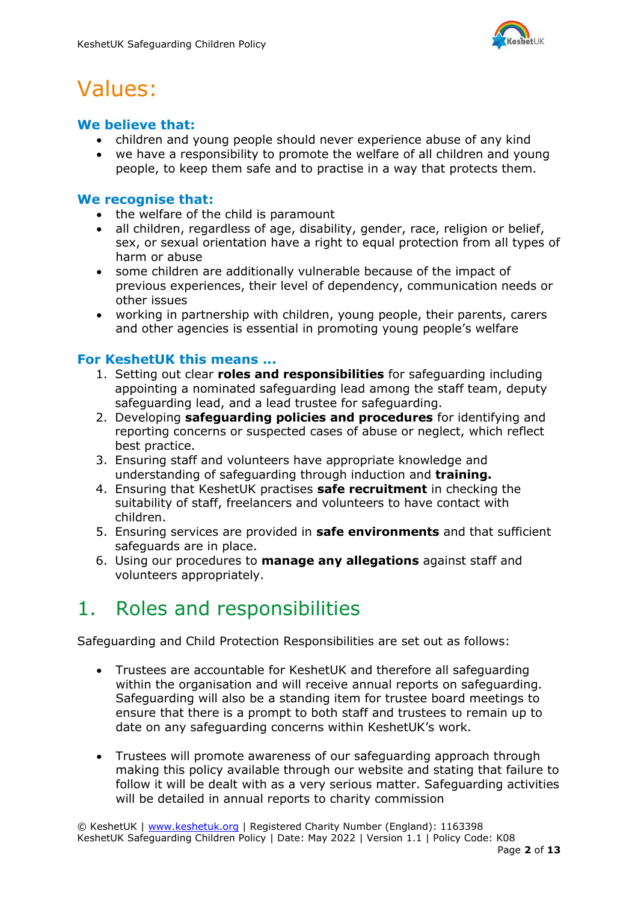# Values:

### We believe that:

- children and young people should never experience abuse of any kind
- we have a responsibility to promote the welfare of all children and young people, to keep them safe and to practise in a way that protects them.

### We recognise that:

- the welfare of the child is paramount
- all children, regardless of age, disability, gender, race, religion or belief, sex, or sexual orientation have a right to equal protection from all types of harm or abuse
- some children are additionally vulnerable because of the impact of previous experiences, their level of dependency, communication needs or other issues
- working in partnership with children, young people, their parents, carers and other agencies is essential in promoting young people's welfare

### For KeshetUK this means ...

1. Setting out clear **roles and responsibilities** for safeguarding including appointing a nominated safeguarding lead among the staff team, deputy safeguarding lead, and a lead trustee for safeguarding.
2. Developing **safeguarding policies and procedures** for identifying and reporting concerns or suspected cases of abuse or neglect, which reflect best practice.
3. Ensuring staff and volunteers have appropriate knowledge and understanding of safeguarding through induction and **training.**
4. Ensuring that KeshetUK practises **safe recruitment** in checking the suitability of staff, freelancers and volunteers to have contact with children.
5. Ensuring services are provided in **safe environments** and that sufficient safeguards are in place.
6. Using our procedures to **manage any allegations** against staff and volunteers appropriately.

## 1. Roles and responsibilities

Safeguarding and Child Protection Responsibilities are set out as follows:

- Trustees are accountable for KeshetUK and therefore all safeguarding within the organisation and will receive annual reports on safeguarding. Safeguarding will also be a standing item for trustee board meetings to ensure that there is a prompt to both staff and trustees to remain up to date on any safeguarding concerns within KeshetUK's work.

- Trustees will promote awareness of our safeguarding approach through making this policy available through our website and stating that failure to follow it will be dealt with as a very serious matter. Safeguarding activities will be detailed in annual reports to charity commission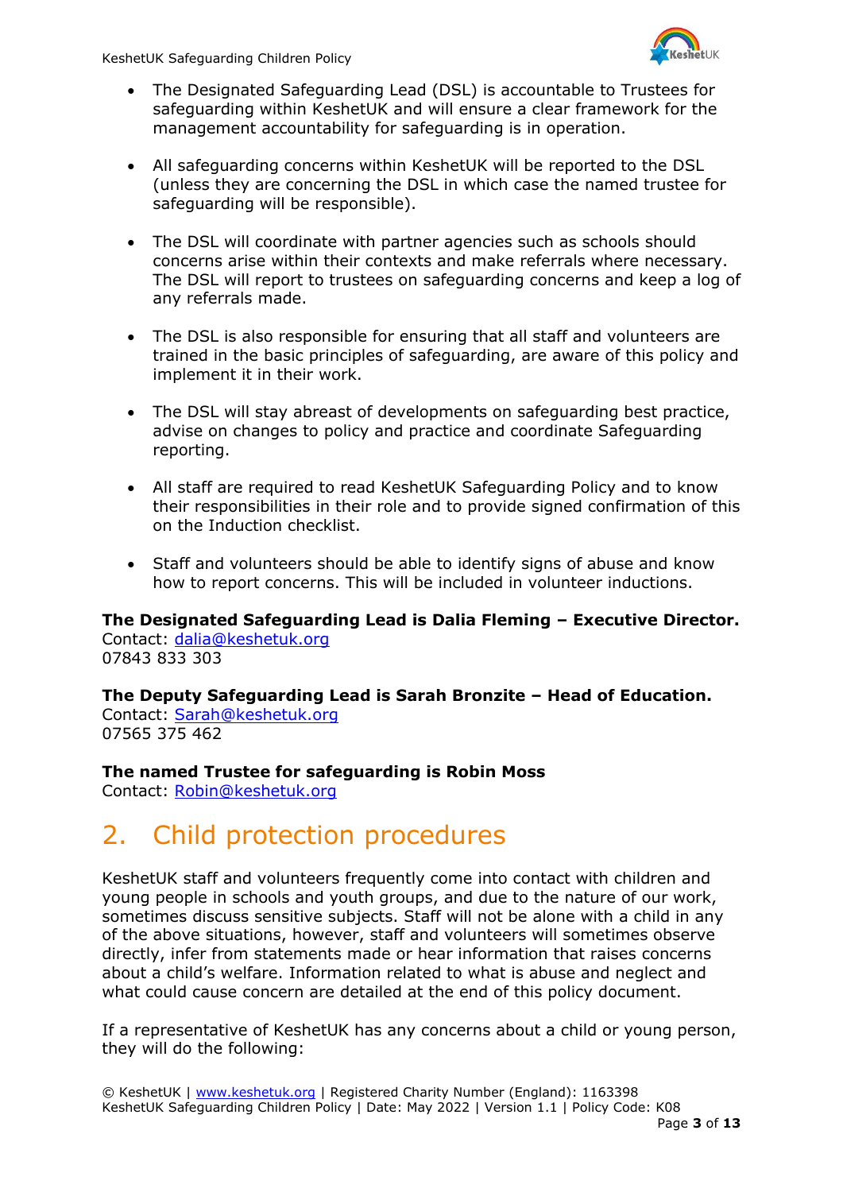- The Designated Safeguarding Lead (DSL) is accountable to Trustees for safeguarding within KeshetUK and will ensure a clear framework for the management accountability for safeguarding is in operation.

- All safeguarding concerns within KeshetUK will be reported to the DSL (unless they are concerning the DSL in which case the named trustee for safeguarding will be responsible).

- The DSL will coordinate with partner agencies such as schools should concerns arise within their contexts and make referrals where necessary. The DSL will report to trustees on safeguarding concerns and keep a log of any referrals made.

- The DSL is also responsible for ensuring that all staff and volunteers are trained in the basic principles of safeguarding, are aware of this policy and implement it in their work.

- The DSL will stay abreast of developments on safeguarding best practice, advise on changes to policy and practice and coordinate Safeguarding reporting.

- All staff are required to read KeshetUK Safeguarding Policy and to know their responsibilities in their role and to provide signed confirmation of this on the Induction checklist.

- Staff and volunteers should be able to identify signs of abuse and know how to report concerns. This will be included in volunteer inductions.

**The Designated Safeguarding Lead is Dalia Fleming – Executive Director.**
Contact: dalia@keshetuk.org
07843 833 303

**The Deputy Safeguarding Lead is Sarah Bronzite – Head of Education.**
Contact: Sarah@keshetuk.org
07565 375 462

**The named Trustee for safeguarding is Robin Moss**
Contact: Robin@keshetuk.org

# 2. Child protection procedures

KeshetUK staff and volunteers frequently come into contact with children and young people in schools and youth groups, and due to the nature of our work, sometimes discuss sensitive subjects. Staff will not be alone with a child in any of the above situations, however, staff and volunteers will sometimes observe directly, infer from statements made or hear information that raises concerns about a child's welfare. Information related to what is abuse and neglect and what could cause concern are detailed at the end of this policy document.

If a representative of KeshetUK has any concerns about a child or young person, they will do the following: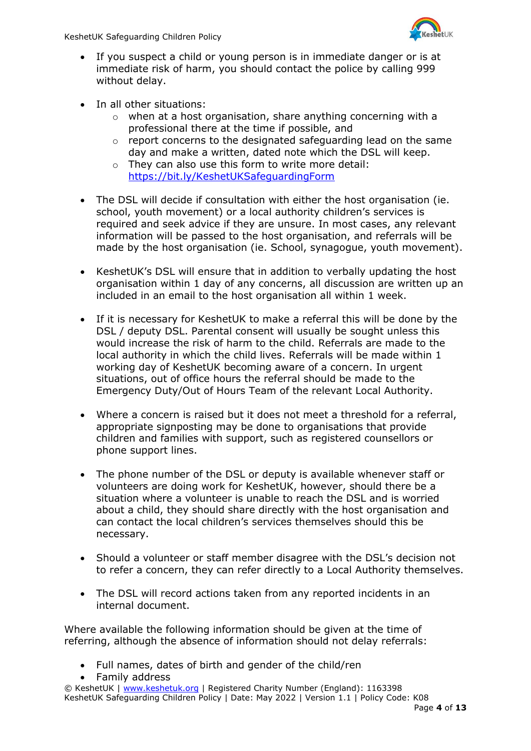- If you suspect a child or young person is in immediate danger or is at immediate risk of harm, you should contact the police by calling 999 without delay.

- In all other situations:
    - when at a host organisation, share anything concerning with a professional there at the time if possible, and
    - report concerns to the designated safeguarding lead on the same day and make a written, dated note which the DSL will keep.
    - They can also use this form to write more detail: [https://bit.ly/KeshetUKSafeguardingForm](https://bit.ly/KeshetUKSafeguardingForm)

- The DSL will decide if consultation with either the host organisation (ie. school, youth movement) or a local authority children's services is required and seek advice if they are unsure. In most cases, any relevant information will be passed to the host organisation, and referrals will be made by the host organisation (ie. School, synagogue, youth movement).

- KeshetUK's DSL will ensure that in addition to verbally updating the host organisation within 1 day of any concerns, all discussion are written up an included in an email to the host organisation all within 1 week.

- If it is necessary for KeshetUK to make a referral this will be done by the DSL / deputy DSL. Parental consent will usually be sought unless this would increase the risk of harm to the child. Referrals are made to the local authority in which the child lives. Referrals will be made within 1 working day of KeshetUK becoming aware of a concern. In urgent situations, out of office hours the referral should be made to the Emergency Duty/Out of Hours Team of the relevant Local Authority.

- Where a concern is raised but it does not meet a threshold for a referral, appropriate signposting may be done to organisations that provide children and families with support, such as registered counsellors or phone support lines.

- The phone number of the DSL or deputy is available whenever staff or volunteers are doing work for KeshetUK, however, should there be a situation where a volunteer is unable to reach the DSL and is worried about a child, they should share directly with the host organisation and can contact the local children's services themselves should this be necessary.

- Should a volunteer or staff member disagree with the DSL's decision not to refer a concern, they can refer directly to a Local Authority themselves.

- The DSL will record actions taken from any reported incidents in an internal document.

Where available the following information should be given at the time of referring, although the absence of information should not delay referrals:

- Full names, dates of birth and gender of the child/ren
- Family address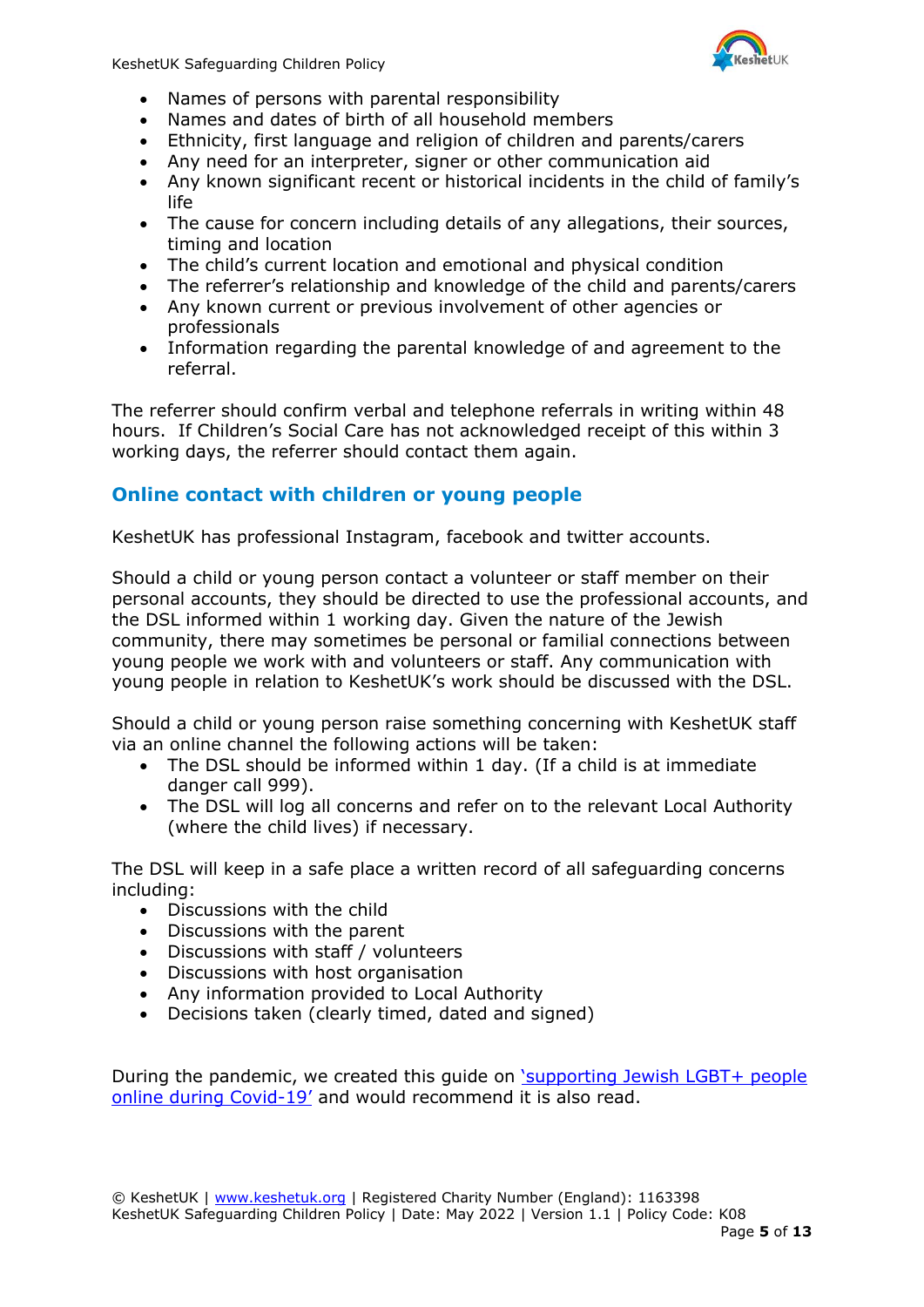- Names of persons with parental responsibility
- Names and dates of birth of all household members
- Ethnicity, first language and religion of children and parents/carers
- Any need for an interpreter, signer or other communication aid
- Any known significant recent or historical incidents in the child of family's life
- The cause for concern including details of any allegations, their sources, timing and location
- The child's current location and emotional and physical condition
- The referrer's relationship and knowledge of the child and parents/carers
- Any known current or previous involvement of other agencies or professionals
- Information regarding the parental knowledge of and agreement to the referral.

The referrer should confirm verbal and telephone referrals in writing within 48 hours. If Children's Social Care has not acknowledged receipt of this within 3 working days, the referrer should contact them again.

## Online contact with children or young people

KeshetUK has professional Instagram, facebook and twitter accounts.

Should a child or young person contact a volunteer or staff member on their personal accounts, they should be directed to use the professional accounts, and the DSL informed within 1 working day. Given the nature of the Jewish community, there may sometimes be personal or familial connections between young people we work with and volunteers or staff. Any communication with young people in relation to KeshetUK's work should be discussed with the DSL.

Should a child or young person raise something concerning with KeshetUK staff via an online channel the following actions will be taken:

- The DSL should be informed within 1 day. (If a child is at immediate danger call 999).
- The DSL will log all concerns and refer on to the relevant Local Authority (where the child lives) if necessary.

The DSL will keep in a safe place a written record of all safeguarding concerns including:

- Discussions with the child
- Discussions with the parent
- Discussions with staff / volunteers
- Discussions with host organisation
- Any information provided to Local Authority
- Decisions taken (clearly timed, dated and signed)

During the pandemic, we created this guide on 'supporting Jewish LGBT+ people online during Covid-19' and would recommend it is also read.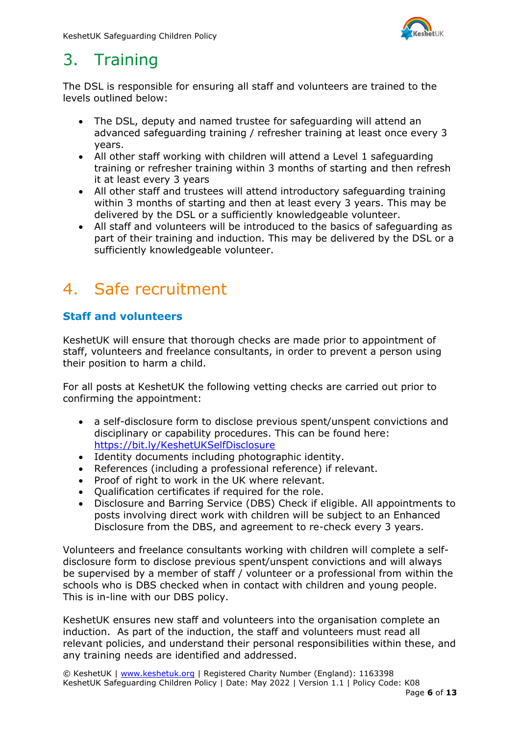# 3. Training

The DSL is responsible for ensuring all staff and volunteers are trained to the levels outlined below:

- The DSL, deputy and named trustee for safeguarding will attend an advanced safeguarding training / refresher training at least once every 3 years.
- All other staff working with children will attend a Level 1 safeguarding training or refresher training within 3 months of starting and then refresh it at least every 3 years
- All other staff and trustees will attend introductory safeguarding training within 3 months of starting and then at least every 3 years. This may be delivered by the DSL or a sufficiently knowledgeable volunteer.
- All staff and volunteers will be introduced to the basics of safeguarding as part of their training and induction. This may be delivered by the DSL or a sufficiently knowledgeable volunteer.

# 4. Safe recruitment

### Staff and volunteers

KeshetUK will ensure that thorough checks are made prior to appointment of staff, volunteers and freelance consultants, in order to prevent a person using their position to harm a child.

For all posts at KeshetUK the following vetting checks are carried out prior to confirming the appointment:

- a self-disclosure form to disclose previous spent/unspent convictions and disciplinary or capability procedures. This can be found here: https://bit.ly/KeshetUKSelfDisclosure
- Identity documents including photographic identity.
- References (including a professional reference) if relevant.
- Proof of right to work in the UK where relevant.
- Qualification certificates if required for the role.
- Disclosure and Barring Service (DBS) Check if eligible. All appointments to posts involving direct work with children will be subject to an Enhanced Disclosure from the DBS, and agreement to re-check every 3 years.

Volunteers and freelance consultants working with children will complete a self-disclosure form to disclose previous spent/unspent convictions and will always be supervised by a member of staff / volunteer or a professional from within the schools who is DBS checked when in contact with children and young people. This is in-line with our DBS policy.

KeshetUK ensures new staff and volunteers into the organisation complete an induction. As part of the induction, the staff and volunteers must read all relevant policies, and understand their personal responsibilities within these, and any training needs are identified and addressed.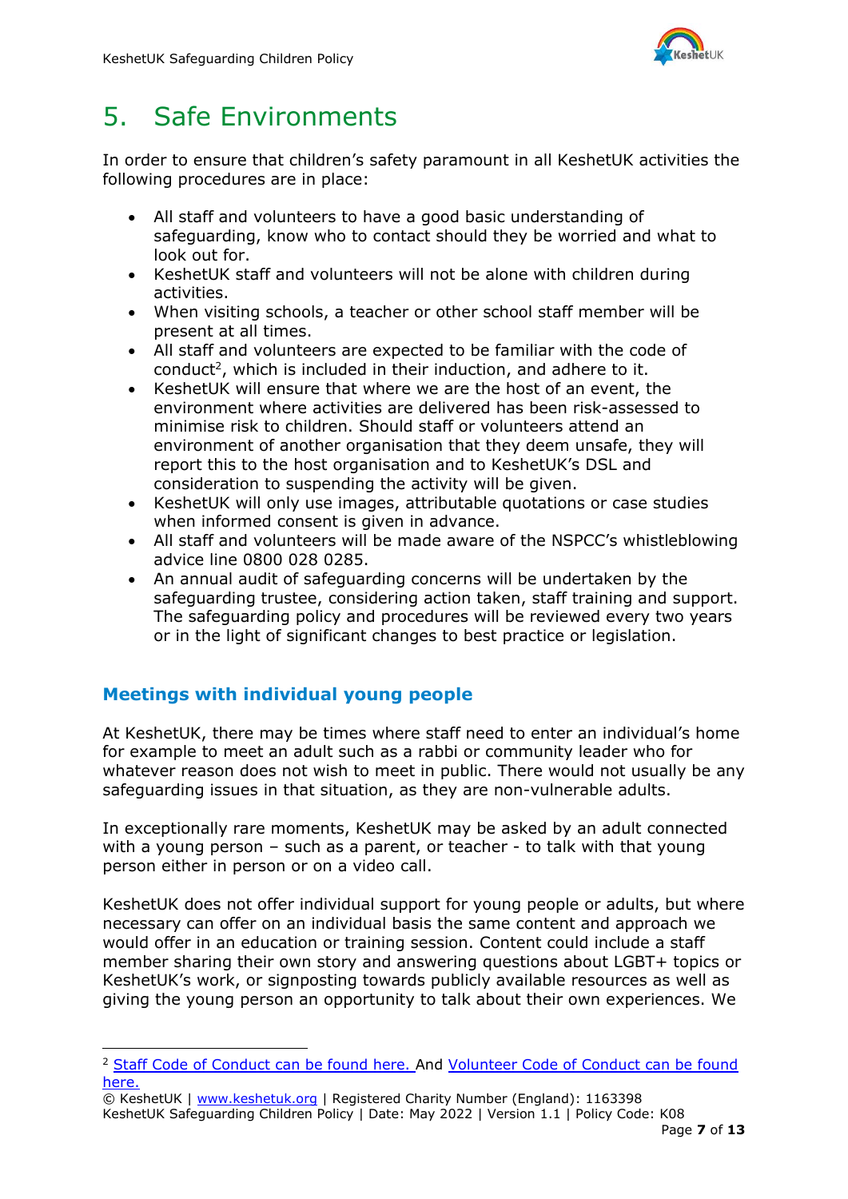# 5. Safe Environments

In order to ensure that children's safety paramount in all KeshetUK activities the following procedures are in place:

- All staff and volunteers to have a good basic understanding of safeguarding, know who to contact should they be worried and what to look out for.
- KeshetUK staff and volunteers will not be alone with children during activities.
- When visiting schools, a teacher or other school staff member will be present at all times.
- All staff and volunteers are expected to be familiar with the code of conduct[2], which is included in their induction, and adhere to it.
- KeshetUK will ensure that where we are the host of an event, the environment where activities are delivered has been risk-assessed to minimise risk to children. Should staff or volunteers attend an environment of another organisation that they deem unsafe, they will report this to the host organisation and to KeshetUK's DSL and consideration to suspending the activity will be given.
- KeshetUK will only use images, attributable quotations or case studies when informed consent is given in advance.
- All staff and volunteers will be made aware of the NSPCC's whistleblowing advice line 0800 028 0285.
- An annual audit of safeguarding concerns will be undertaken by the safeguarding trustee, considering action taken, staff training and support. The safeguarding policy and procedures will be reviewed every two years or in the light of significant changes to best practice or legislation.

### Meetings with individual young people

At KeshetUK, there may be times where staff need to enter an individual's home for example to meet an adult such as a rabbi or community leader who for whatever reason does not wish to meet in public. There would not usually be any safeguarding issues in that situation, as they are non-vulnerable adults.

In exceptionally rare moments, KeshetUK may be asked by an adult connected with a young person – such as a parent, or teacher - to talk with that young person either in person or on a video call.

KeshetUK does not offer individual support for young people or adults, but where necessary can offer on an individual basis the same content and approach we would offer in an education or training session. Content could include a staff member sharing their own story and answering questions about LGBT+ topics or KeshetUK's work, or signposting towards publicly available resources as well as giving the young person an opportunity to talk about their own experiences. We

---

[2] Staff Code of Conduct can be found here. And Volunteer Code of Conduct can be found here.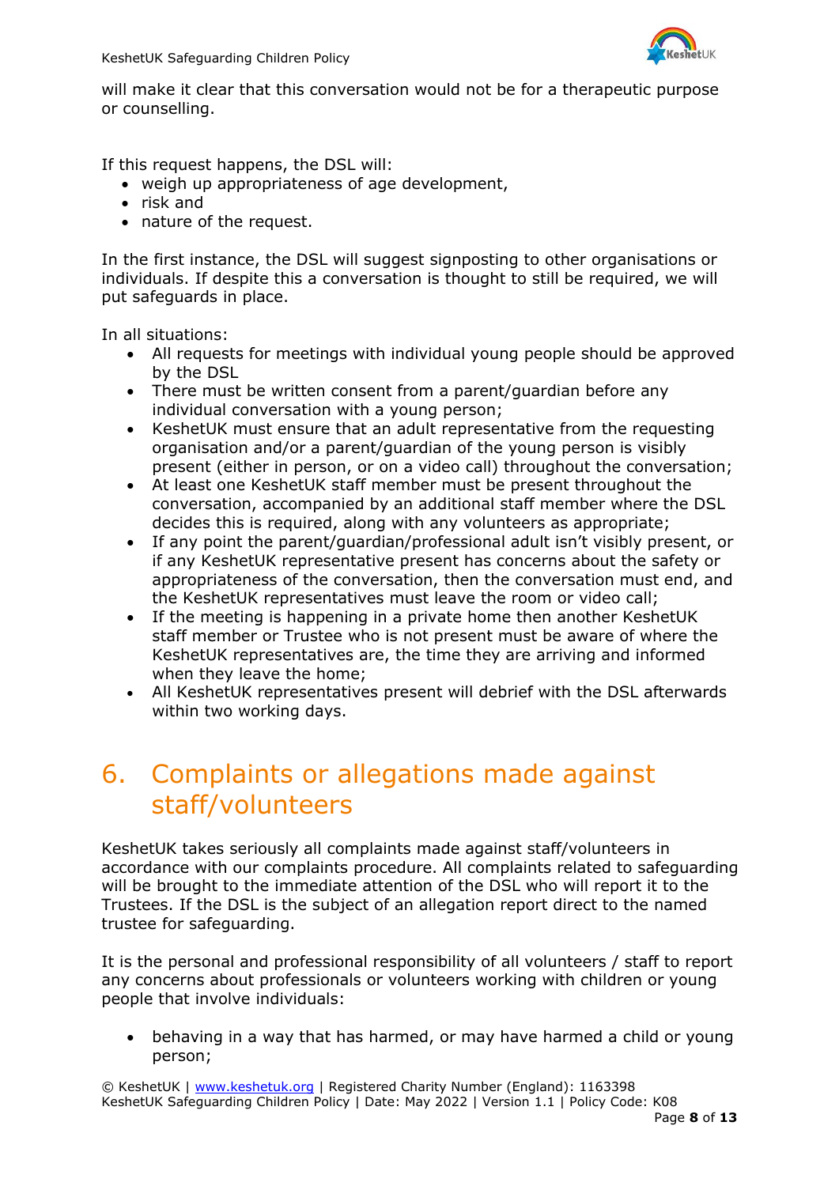will make it clear that this conversation would not be for a therapeutic purpose or counselling.

If this request happens, the DSL will:

- weigh up appropriateness of age development,
- risk and
- nature of the request.

In the first instance, the DSL will suggest signposting to other organisations or individuals. If despite this a conversation is thought to still be required, we will put safeguards in place.

In all situations:

- All requests for meetings with individual young people should be approved by the DSL
- There must be written consent from a parent/guardian before any individual conversation with a young person;
- KeshetUK must ensure that an adult representative from the requesting organisation and/or a parent/guardian of the young person is visibly present (either in person, or on a video call) throughout the conversation;
- At least one KeshetUK staff member must be present throughout the conversation, accompanied by an additional staff member where the DSL decides this is required, along with any volunteers as appropriate;
- If any point the parent/guardian/professional adult isn't visibly present, or if any KeshetUK representative present has concerns about the safety or appropriateness of the conversation, then the conversation must end, and the KeshetUK representatives must leave the room or video call;
- If the meeting is happening in a private home then another KeshetUK staff member or Trustee who is not present must be aware of where the KeshetUK representatives are, the time they are arriving and informed when they leave the home;
- All KeshetUK representatives present will debrief with the DSL afterwards within two working days.

# 6. Complaints or allegations made against staff/volunteers

KeshetUK takes seriously all complaints made against staff/volunteers in accordance with our complaints procedure. All complaints related to safeguarding will be brought to the immediate attention of the DSL who will report it to the Trustees. If the DSL is the subject of an allegation report direct to the named trustee for safeguarding.

It is the personal and professional responsibility of all volunteers / staff to report any concerns about professionals or volunteers working with children or young people that involve individuals:

- behaving in a way that has harmed, or may have harmed a child or young person;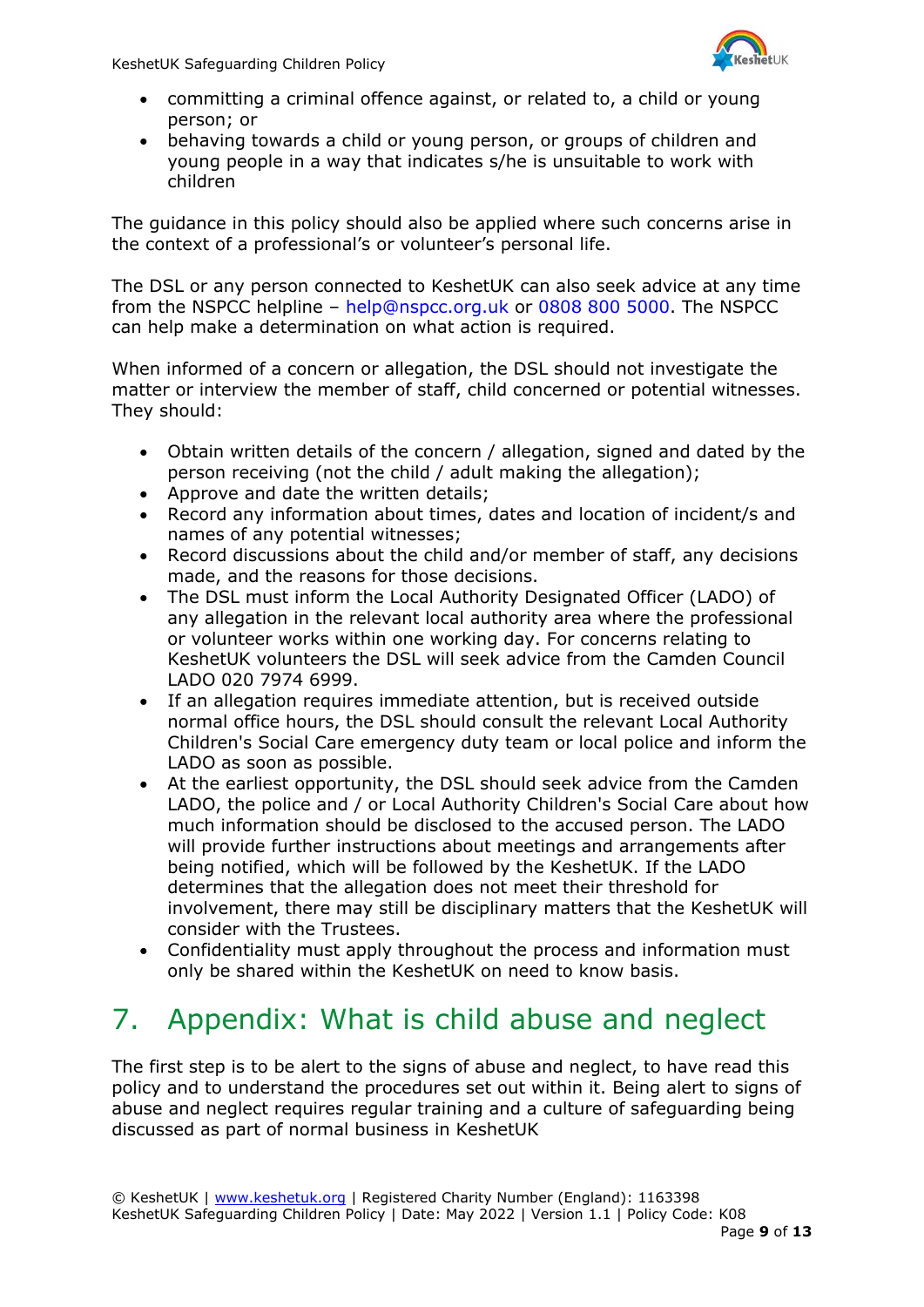- committing a criminal offence against, or related to, a child or young person; or
- behaving towards a child or young person, or groups of children and young people in a way that indicates s/he is unsuitable to work with children

The guidance in this policy should also be applied where such concerns arise in the context of a professional's or volunteer's personal life.

The DSL or any person connected to KeshetUK can also seek advice at any time from the NSPCC helpline – help@nspcc.org.uk or 0808 800 5000. The NSPCC can help make a determination on what action is required.

When informed of a concern or allegation, the DSL should not investigate the matter or interview the member of staff, child concerned or potential witnesses. They should:

- Obtain written details of the concern / allegation, signed and dated by the person receiving (not the child / adult making the allegation);
- Approve and date the written details;
- Record any information about times, dates and location of incident/s and names of any potential witnesses;
- Record discussions about the child and/or member of staff, any decisions made, and the reasons for those decisions.
- The DSL must inform the Local Authority Designated Officer (LADO) of any allegation in the relevant local authority area where the professional or volunteer works within one working day. For concerns relating to KeshetUK volunteers the DSL will seek advice from the Camden Council LADO 020 7974 6999.
- If an allegation requires immediate attention, but is received outside normal office hours, the DSL should consult the relevant Local Authority Children's Social Care emergency duty team or local police and inform the LADO as soon as possible.
- At the earliest opportunity, the DSL should seek advice from the Camden LADO, the police and / or Local Authority Children's Social Care about how much information should be disclosed to the accused person. The LADO will provide further instructions about meetings and arrangements after being notified, which will be followed by the KeshetUK. If the LADO determines that the allegation does not meet their threshold for involvement, there may still be disciplinary matters that the KeshetUK will consider with the Trustees.
- Confidentiality must apply throughout the process and information must only be shared within the KeshetUK on need to know basis.

# 7. Appendix: What is child abuse and neglect

The first step is to be alert to the signs of abuse and neglect, to have read this policy and to understand the procedures set out within it. Being alert to signs of abuse and neglect requires regular training and a culture of safeguarding being discussed as part of normal business in KeshetUK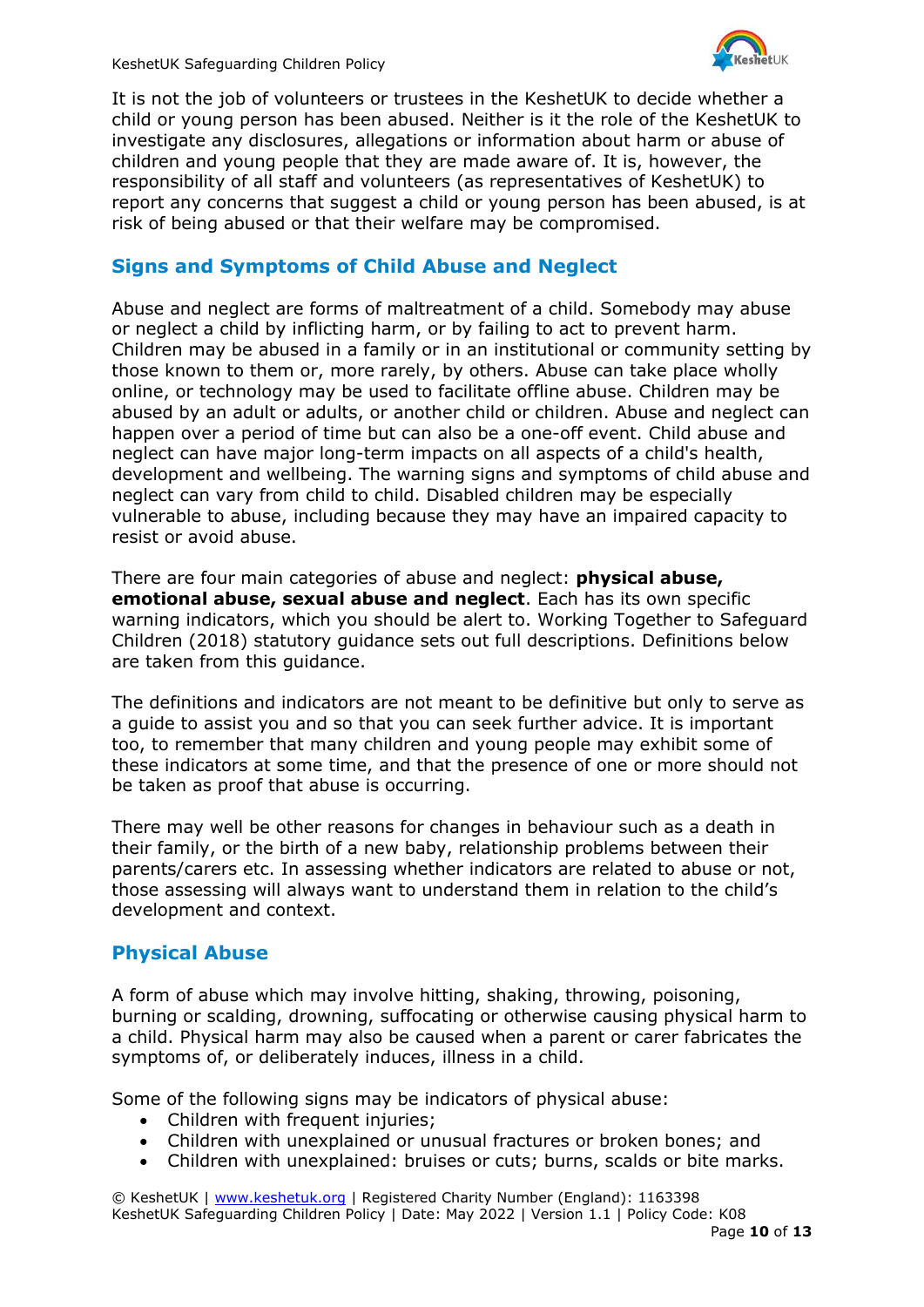It is not the job of volunteers or trustees in the KeshetUK to decide whether a child or young person has been abused. Neither is it the role of the KeshetUK to investigate any disclosures, allegations or information about harm or abuse of children and young people that they are made aware of. It is, however, the responsibility of all staff and volunteers (as representatives of KeshetUK) to report any concerns that suggest a child or young person has been abused, is at risk of being abused or that their welfare may be compromised.

## Signs and Symptoms of Child Abuse and Neglect

Abuse and neglect are forms of maltreatment of a child. Somebody may abuse or neglect a child by inflicting harm, or by failing to act to prevent harm. Children may be abused in a family or in an institutional or community setting by those known to them or, more rarely, by others. Abuse can take place wholly online, or technology may be used to facilitate offline abuse. Children may be abused by an adult or adults, or another child or children. Abuse and neglect can happen over a period of time but can also be a one-off event. Child abuse and neglect can have major long-term impacts on all aspects of a child's health, development and wellbeing. The warning signs and symptoms of child abuse and neglect can vary from child to child. Disabled children may be especially vulnerable to abuse, including because they may have an impaired capacity to resist or avoid abuse.

There are four main categories of abuse and neglect: **physical abuse, emotional abuse, sexual abuse and neglect**. Each has its own specific warning indicators, which you should be alert to. Working Together to Safeguard Children (2018) statutory guidance sets out full descriptions. Definitions below are taken from this guidance.

The definitions and indicators are not meant to be definitive but only to serve as a guide to assist you and so that you can seek further advice. It is important too, to remember that many children and young people may exhibit some of these indicators at some time, and that the presence of one or more should not be taken as proof that abuse is occurring.

There may well be other reasons for changes in behaviour such as a death in their family, or the birth of a new baby, relationship problems between their parents/carers etc. In assessing whether indicators are related to abuse or not, those assessing will always want to understand them in relation to the child's development and context.

## Physical Abuse

A form of abuse which may involve hitting, shaking, throwing, poisoning, burning or scalding, drowning, suffocating or otherwise causing physical harm to a child. Physical harm may also be caused when a parent or carer fabricates the symptoms of, or deliberately induces, illness in a child.

Some of the following signs may be indicators of physical abuse:

- Children with frequent injuries;
- Children with unexplained or unusual fractures or broken bones; and
- Children with unexplained: bruises or cuts; burns, scalds or bite marks.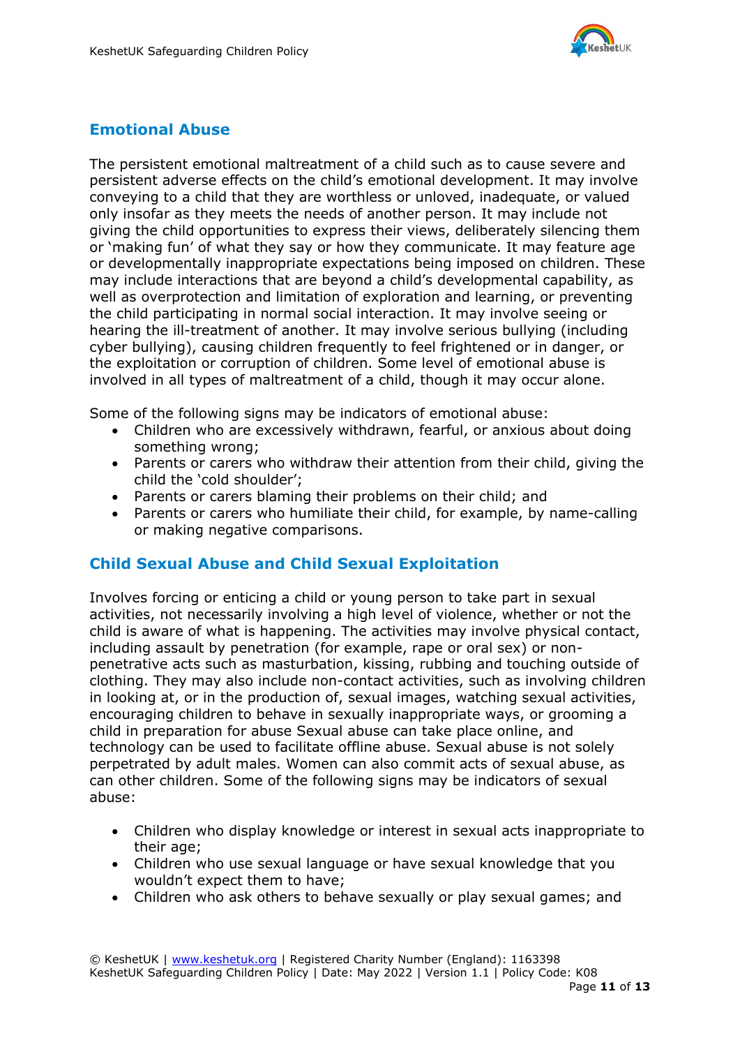## Emotional Abuse

The persistent emotional maltreatment of a child such as to cause severe and persistent adverse effects on the child's emotional development. It may involve conveying to a child that they are worthless or unloved, inadequate, or valued only insofar as they meets the needs of another person. It may include not giving the child opportunities to express their views, deliberately silencing them or 'making fun' of what they say or how they communicate. It may feature age or developmentally inappropriate expectations being imposed on children. These may include interactions that are beyond a child's developmental capability, as well as overprotection and limitation of exploration and learning, or preventing the child participating in normal social interaction. It may involve seeing or hearing the ill-treatment of another. It may involve serious bullying (including cyber bullying), causing children frequently to feel frightened or in danger, or the exploitation or corruption of children. Some level of emotional abuse is involved in all types of maltreatment of a child, though it may occur alone.

Some of the following signs may be indicators of emotional abuse:

- Children who are excessively withdrawn, fearful, or anxious about doing something wrong;
- Parents or carers who withdraw their attention from their child, giving the child the 'cold shoulder';
- Parents or carers blaming their problems on their child; and
- Parents or carers who humiliate their child, for example, by name-calling or making negative comparisons.

## Child Sexual Abuse and Child Sexual Exploitation

Involves forcing or enticing a child or young person to take part in sexual activities, not necessarily involving a high level of violence, whether or not the child is aware of what is happening. The activities may involve physical contact, including assault by penetration (for example, rape or oral sex) or non-penetrative acts such as masturbation, kissing, rubbing and touching outside of clothing. They may also include non-contact activities, such as involving children in looking at, or in the production of, sexual images, watching sexual activities, encouraging children to behave in sexually inappropriate ways, or grooming a child in preparation for abuse Sexual abuse can take place online, and technology can be used to facilitate offline abuse. Sexual abuse is not solely perpetrated by adult males. Women can also commit acts of sexual abuse, as can other children. Some of the following signs may be indicators of sexual abuse:

- Children who display knowledge or interest in sexual acts inappropriate to their age;
- Children who use sexual language or have sexual knowledge that you wouldn't expect them to have;
- Children who ask others to behave sexually or play sexual games; and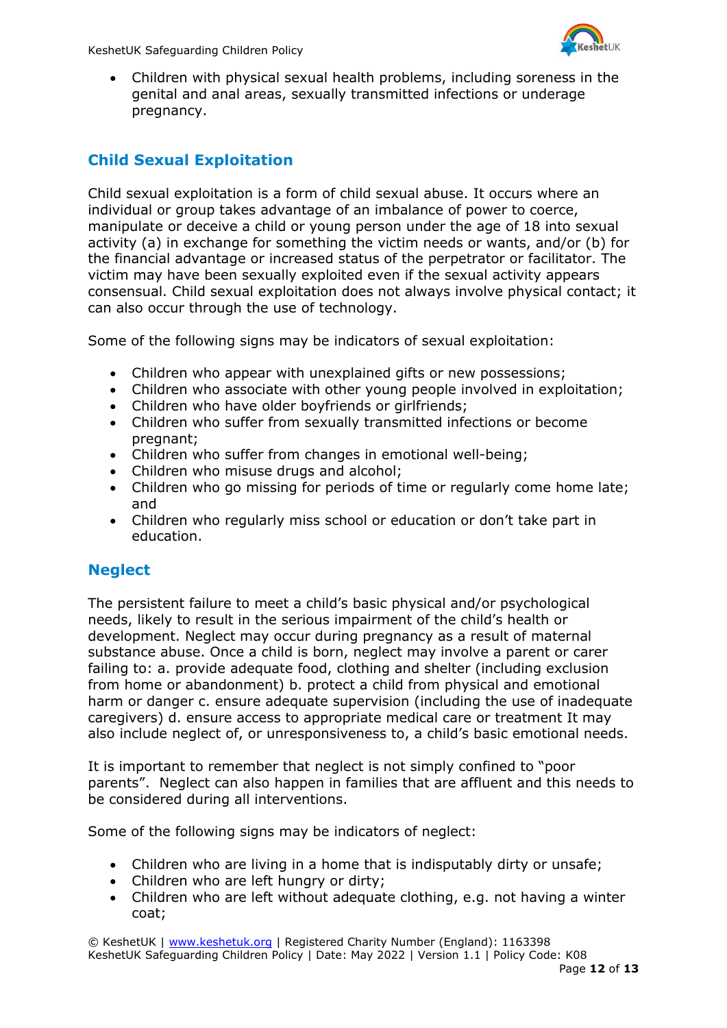- Children with physical sexual health problems, including soreness in the genital and anal areas, sexually transmitted infections or underage pregnancy.

## Child Sexual Exploitation

Child sexual exploitation is a form of child sexual abuse. It occurs where an individual or group takes advantage of an imbalance of power to coerce, manipulate or deceive a child or young person under the age of 18 into sexual activity (a) in exchange for something the victim needs or wants, and/or (b) for the financial advantage or increased status of the perpetrator or facilitator. The victim may have been sexually exploited even if the sexual activity appears consensual. Child sexual exploitation does not always involve physical contact; it can also occur through the use of technology.

Some of the following signs may be indicators of sexual exploitation:

- Children who appear with unexplained gifts or new possessions;
- Children who associate with other young people involved in exploitation;
- Children who have older boyfriends or girlfriends;
- Children who suffer from sexually transmitted infections or become pregnant;
- Children who suffer from changes in emotional well-being;
- Children who misuse drugs and alcohol;
- Children who go missing for periods of time or regularly come home late; and
- Children who regularly miss school or education or don't take part in education.

## Neglect

The persistent failure to meet a child's basic physical and/or psychological needs, likely to result in the serious impairment of the child's health or development. Neglect may occur during pregnancy as a result of maternal substance abuse. Once a child is born, neglect may involve a parent or carer failing to: a. provide adequate food, clothing and shelter (including exclusion from home or abandonment) b. protect a child from physical and emotional harm or danger c. ensure adequate supervision (including the use of inadequate caregivers) d. ensure access to appropriate medical care or treatment It may also include neglect of, or unresponsiveness to, a child's basic emotional needs.

It is important to remember that neglect is not simply confined to "poor parents". Neglect can also happen in families that are affluent and this needs to be considered during all interventions.

Some of the following signs may be indicators of neglect:

- Children who are living in a home that is indisputably dirty or unsafe;
- Children who are left hungry or dirty;
- Children who are left without adequate clothing, e.g. not having a winter coat;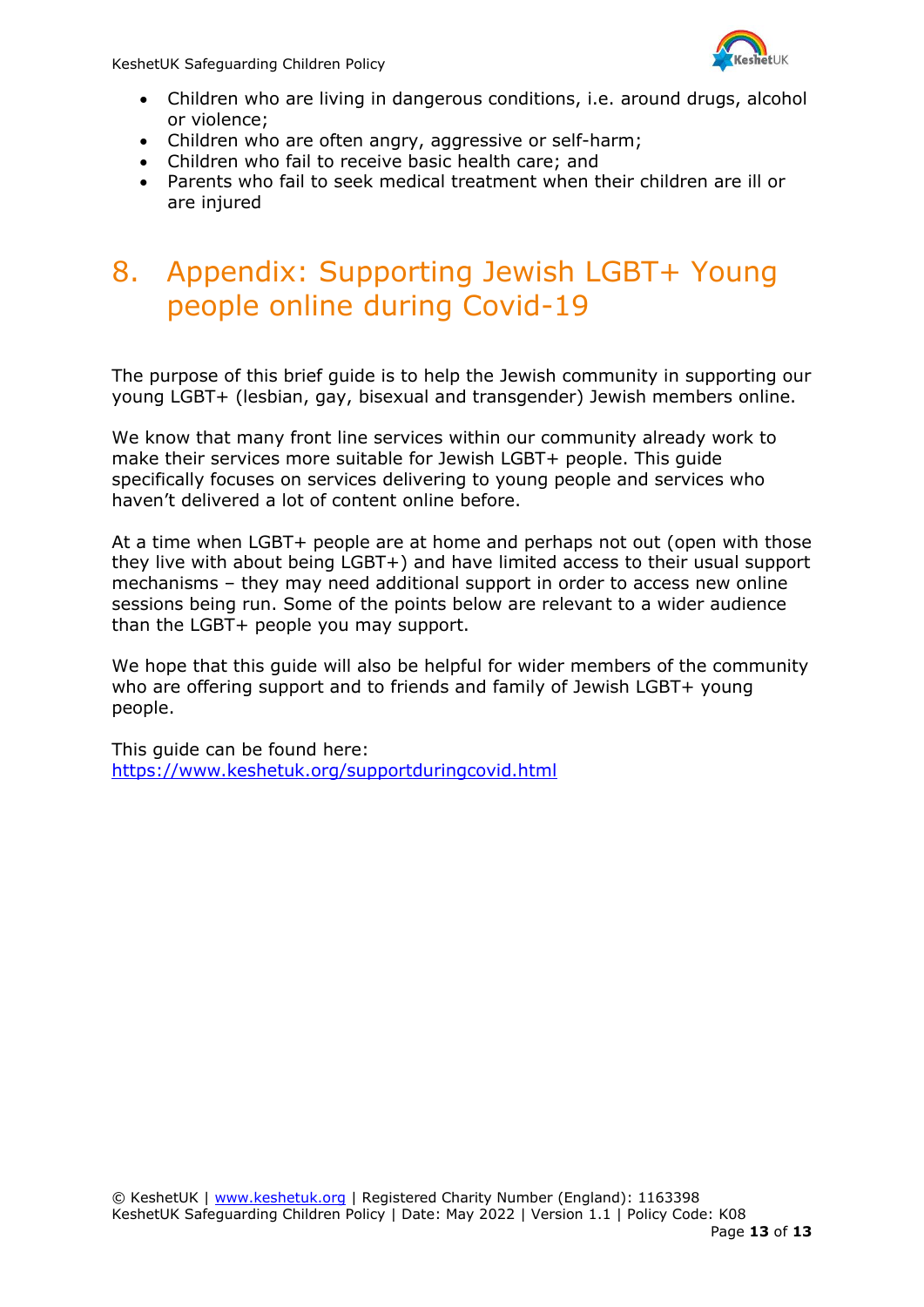- Children who are living in dangerous conditions, i.e. around drugs, alcohol or violence;
- Children who are often angry, aggressive or self-harm;
- Children who fail to receive basic health care; and
- Parents who fail to seek medical treatment when their children are ill or are injured

# 8. Appendix: Supporting Jewish LGBT+ Young people online during Covid-19

The purpose of this brief guide is to help the Jewish community in supporting our young LGBT+ (lesbian, gay, bisexual and transgender) Jewish members online.

We know that many front line services within our community already work to make their services more suitable for Jewish LGBT+ people. This guide specifically focuses on services delivering to young people and services who haven't delivered a lot of content online before.

At a time when LGBT+ people are at home and perhaps not out (open with those they live with about being LGBT+) and have limited access to their usual support mechanisms – they may need additional support in order to access new online sessions being run. Some of the points below are relevant to a wider audience than the LGBT+ people you may support.

We hope that this guide will also be helpful for wider members of the community who are offering support and to friends and family of Jewish LGBT+ young people.

This guide can be found here:
https://www.keshetuk.org/supportduringcovid.html